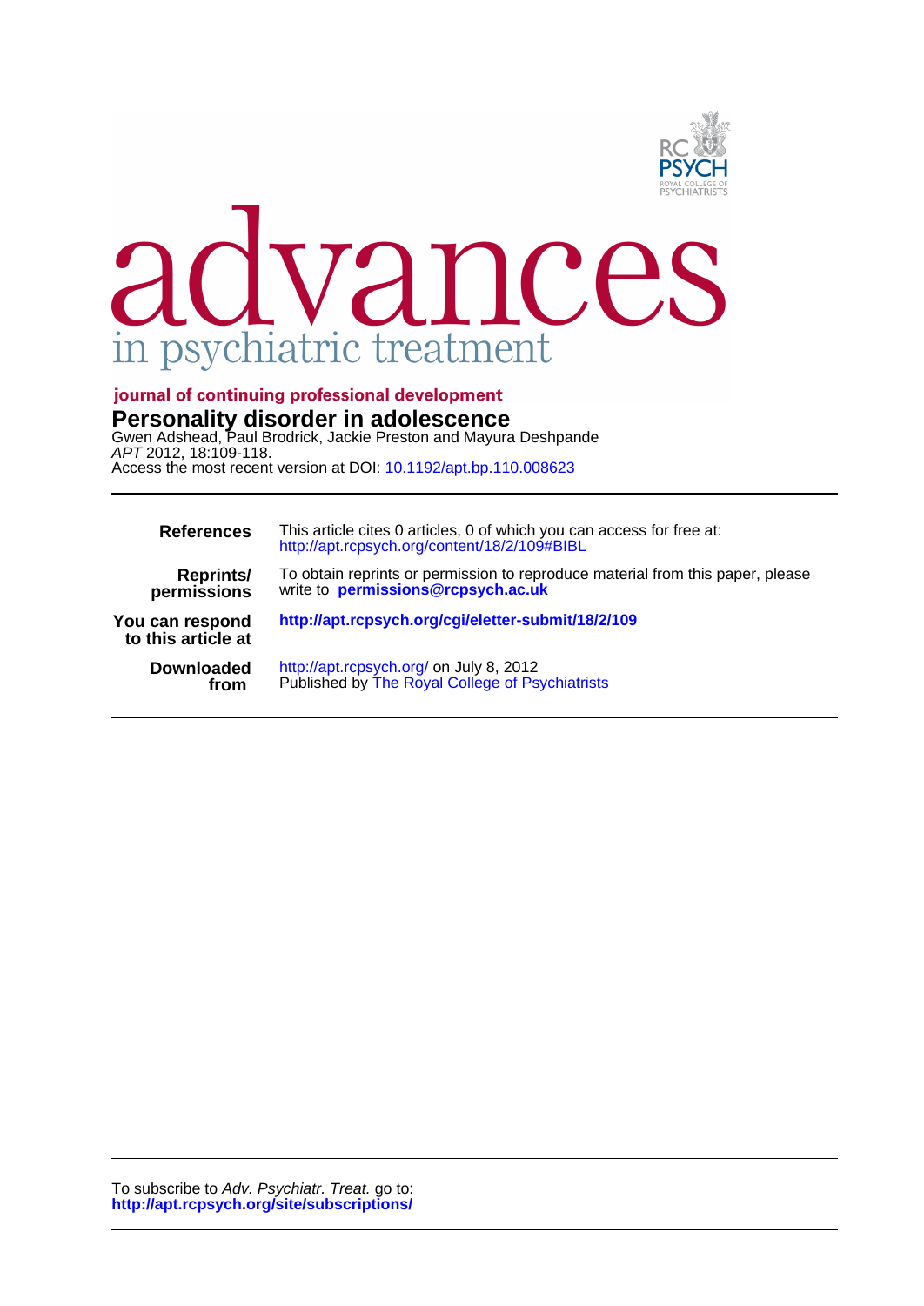advances in psychiatric treatment

journal of continuing professional development

# Personality disorder in adolescence

Gwen Adshead, Paul Brodrick, Jackie Preston and Mayura Deshpande

*APT* 2012, 18:109-118.

Access the most recent version at DOI: 10.1192/apt.bp.110.008623

| | |
|---|---|
| **References** | This article cites 0 articles, 0 of which you can access for free at: http://apt.rcpsych.org/content/18/2/109#BIBL |
| **Reprints/ permissions** | To obtain reprints or permission to reproduce material from this paper, please write to **permissions@rcpsych.ac.uk** |
| **You can respond to this article at** | **http://apt.rcpsych.org/cgi/eletter-submit/18/2/109** |
| **Downloaded from** | http://apt.rcpsych.org/ on July 8, 2012 Published by The Royal College of Psychiatrists |

To subscribe to *Adv. Psychiatr. Treat.* go to:
**http://apt.rcpsych.org/site/subscriptions/**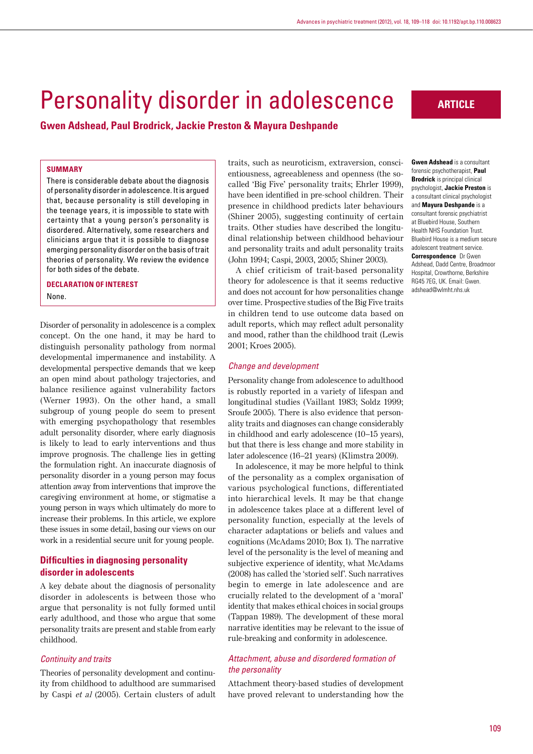# Personality disorder in adolescence

**ARTICLE**

**Gwen Adshead, Paul Brodrick, Jackie Preston & Mayura Deshpande**

**SUMMARY**

There is considerable debate about the diagnosis of personality disorder in adolescence. It is argued that, because personality is still developing in the teenage years, it is impossible to state with certainty that a young person's personality is disordered. Alternatively, some researchers and clinicians argue that it is possible to diagnose emerging personality disorder on the basis of trait theories of personality. We review the evidence for both sides of the debate.

**DECLARATION OF INTEREST**

None.

**Gwen Adshead** is a consultant forensic psychotherapist, **Paul Brodrick** is principal clinical psychologist, **Jackie Preston** is a consultant clinical psychologist and **Mayura Deshpande** is a consultant forensic psychiatrist at Bluebird House, Southern Health NHS Foundation Trust. Bluebird House is a medium secure adolescent treatment service.
**Correspondence** Dr Gwen Adshead, Dadd Centre, Broadmoor Hospital, Crowthorne, Berkshire RG45 7EG, UK. Email: Gwen.adshead@wlmht.nhs.uk

Disorder of personality in adolescence is a complex concept. On the one hand, it may be hard to distinguish personality pathology from normal developmental impermanence and instability. A developmental perspective demands that we keep an open mind about pathology trajectories, and balance resilience against vulnerability factors (Werner 1993). On the other hand, a small subgroup of young people do seem to present with emerging psychopathology that resembles adult personality disorder, where early diagnosis is likely to lead to early interventions and thus improve prognosis. The challenge lies in getting the formulation right. An inaccurate diagnosis of personality disorder in a young person may focus attention away from interventions that improve the caregiving environment at home, or stigmatise a young person in ways which ultimately do more to increase their problems. In this article, we explore these issues in some detail, basing our views on our work in a residential secure unit for young people.

## Difficulties in diagnosing personality disorder in adolescents

A key debate about the diagnosis of personality disorder in adolescents is between those who argue that personality is not fully formed until early adulthood, and those who argue that some personality traits are present and stable from early childhood.

### *Continuity and traits*

Theories of personality development and continuity from childhood to adulthood are summarised by Caspi *et al* (2005). Certain clusters of adult traits, such as neuroticism, extraversion, conscientiousness, agreeableness and openness (the so-called 'Big Five' personality traits; Ehrler 1999), have been identified in pre-school children. Their presence in childhood predicts later behaviours (Shiner 2005), suggesting continuity of certain traits. Other studies have described the longitudinal relationship between childhood behaviour and personality traits and adult personality traits (John 1994; Caspi, 2003, 2005; Shiner 2003).

A chief criticism of trait-based personality theory for adolescence is that it seems reductive and does not account for how personalities change over time. Prospective studies of the Big Five traits in children tend to use outcome data based on adult reports, which may reflect adult personality and mood, rather than the childhood trait (Lewis 2001; Kroes 2005).

### *Change and development*

Personality change from adolescence to adulthood is robustly reported in a variety of lifespan and longitudinal studies (Vaillant 1983; Soldz 1999; Sroufe 2005). There is also evidence that personality traits and diagnoses can change considerably in childhood and early adolescence (10–15 years), but that there is less change and more stability in later adolescence (16–21 years) (Klimstra 2009).

In adolescence, it may be more helpful to think of the personality as a complex organisation of various psychological functions, differentiated into hierarchical levels. It may be that change in adolescence takes place at a different level of personality function, especially at the levels of character adaptations or beliefs and values and cognitions (McAdams 2010; Box 1). The narrative level of the personality is the level of meaning and subjective experience of identity, what McAdams (2008) has called the 'storied self'. Such narratives begin to emerge in late adolescence and are crucially related to the development of a 'moral' identity that makes ethical choices in social groups (Tappan 1989). The development of these moral narrative identities may be relevant to the issue of rule-breaking and conformity in adolescence.

### *Attachment, abuse and disordered formation of the personality*

Attachment theory-based studies of development have proved relevant to understanding how the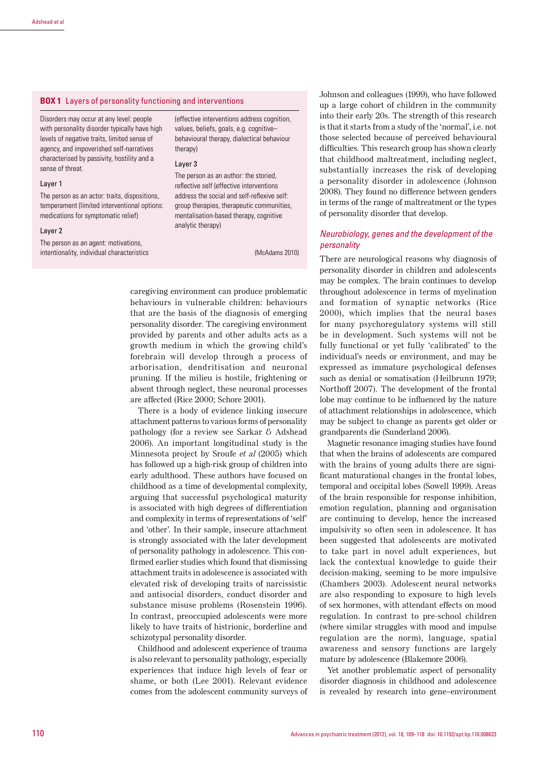### BOX 1 Layers of personality functioning and interventions

Disorders may occur at any level: people with personality disorder typically have high levels of negative traits, limited sense of agency, and impoverished self-narratives characterised by passivity, hostility and a sense of threat.

**Layer 1**

The person as an actor: traits, dispositions, temperament (limited interventional options: medications for symptomatic relief)

**Layer 2**

The person as an agent: motivations, intentionality, individual characteristics (effective interventions address cognition, values, beliefs, goals, e.g. cognitive–behavioural therapy, dialectical behaviour therapy)

**Layer 3**

The person as an author: the storied, reflective self (effective interventions address the social and self-reflexive self: group therapies, therapeutic communities, mentalisation-based therapy, cognitive analytic therapy)

(McAdams 2010)

caregiving environment can produce problematic behaviours in vulnerable children: behaviours that are the basis of the diagnosis of emerging personality disorder. The caregiving environment provided by parents and other adults acts as a growth medium in which the growing child's forebrain will develop through a process of arborisation, dendritisation and neuronal pruning. If the milieu is hostile, frightening or absent through neglect, these neuronal processes are affected (Rice 2000; Schore 2001).

There is a body of evidence linking insecure attachment patterns to various forms of personality pathology (for a review see Sarkar & Adshead 2006). An important longitudinal study is the Minnesota project by Sroufe *et al* (2005) which has followed up a high-risk group of children into early adulthood. These authors have focused on childhood as a time of developmental complexity, arguing that successful psychological maturity is associated with high degrees of differentiation and complexity in terms of representations of 'self' and 'other'. In their sample, insecure attachment is strongly associated with the later development of personality pathology in adolescence. This confirmed earlier studies which found that dismissing attachment traits in adolescence is associated with elevated risk of developing traits of narcissistic and antisocial disorders, conduct disorder and substance misuse problems (Rosenstein 1996). In contrast, preoccupied adolescents were more likely to have traits of histrionic, borderline and schizotypal personality disorder.

Childhood and adolescent experience of trauma is also relevant to personality pathology, especially experiences that induce high levels of fear or shame, or both (Lee 2001). Relevant evidence comes from the adolescent community surveys of Johnson and colleagues (1999), who have followed up a large cohort of children in the community into their early 20s. The strength of this research is that it starts from a study of the 'normal', i.e. not those selected because of perceived behavioural difficulties. This research group has shown clearly that childhood maltreatment, including neglect, substantially increases the risk of developing a personality disorder in adolescence (Johnson 2008). They found no difference between genders in terms of the range of maltreatment or the types of personality disorder that develop.

## *Neurobiology, genes and the development of the personality*

There are neurological reasons why diagnosis of personality disorder in children and adolescents may be complex. The brain continues to develop throughout adolescence in terms of myelination and formation of synaptic networks (Rice 2000), which implies that the neural bases for many psychoregulatory systems will still be in development. Such systems will not be fully functional or yet fully 'calibrated' to the individual's needs or environment, and may be expressed as immature psychological defenses such as denial or somatisation (Heilbrunn 1979; Northoff 2007). The development of the frontal lobe may continue to be influenced by the nature of attachment relationships in adolescence, which may be subject to change as parents get older or grandparents die (Sunderland 2006).

Magnetic resonance imaging studies have found that when the brains of adolescents are compared with the brains of young adults there are significant maturational changes in the frontal lobes, temporal and occipital lobes (Sowell 1999). Areas of the brain responsible for response inhibition, emotion regulation, planning and organisation are continuing to develop, hence the increased impulsivity so often seen in adolescence. It has been suggested that adolescents are motivated to take part in novel adult experiences, but lack the contextual knowledge to guide their decision-making, seeming to be more impulsive (Chambers 2003). Adolescent neural networks are also responding to exposure to high levels of sex hormones, with attendant effects on mood regulation. In contrast to pre-school children (where similar struggles with mood and impulse regulation are the norm), language, spatial awareness and sensory functions are largely mature by adolescence (Blakemore 2006).

Yet another problematic aspect of personality disorder diagnosis in childhood and adolescence is revealed by research into gene–environment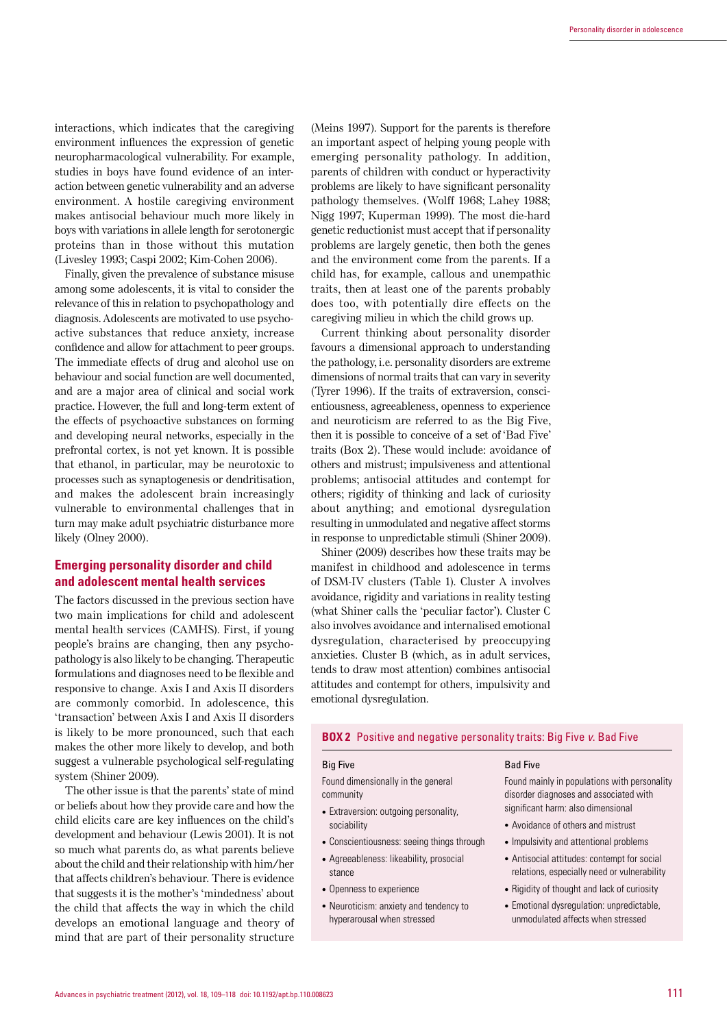interactions, which indicates that the caregiving environment influences the expression of genetic neuropharmacological vulnerability. For example, studies in boys have found evidence of an interaction between genetic vulnerability and an adverse environment. A hostile caregiving environment makes antisocial behaviour much more likely in boys with variations in allele length for serotonergic proteins than in those without this mutation (Livesley 1993; Caspi 2002; Kim-Cohen 2006).

Finally, given the prevalence of substance misuse among some adolescents, it is vital to consider the relevance of this in relation to psychopathology and diagnosis. Adolescents are motivated to use psychoactive substances that reduce anxiety, increase confidence and allow for attachment to peer groups. The immediate effects of drug and alcohol use on behaviour and social function are well documented, and are a major area of clinical and social work practice. However, the full and long-term extent of the effects of psychoactive substances on forming and developing neural networks, especially in the prefrontal cortex, is not yet known. It is possible that ethanol, in particular, may be neurotoxic to processes such as synaptogenesis or dendritisation, and makes the adolescent brain increasingly vulnerable to environmental challenges that in turn may make adult psychiatric disturbance more likely (Olney 2000).

## Emerging personality disorder and child and adolescent mental health services

The factors discussed in the previous section have two main implications for child and adolescent mental health services (CAMHS). First, if young people's brains are changing, then any psychopathology is also likely to be changing. Therapeutic formulations and diagnoses need to be flexible and responsive to change. Axis I and Axis II disorders are commonly comorbid. In adolescence, this 'transaction' between Axis I and Axis II disorders is likely to be more pronounced, such that each makes the other more likely to develop, and both suggest a vulnerable psychological self-regulating system (Shiner 2009).

The other issue is that the parents' state of mind or beliefs about how they provide care and how the child elicits care are key influences on the child's development and behaviour (Lewis 2001). It is not so much what parents do, as what parents believe about the child and their relationship with him/her that affects children's behaviour. There is evidence that suggests it is the mother's 'mindedness' about the child that affects the way in which the child develops an emotional language and theory of mind that are part of their personality structure (Meins 1997). Support for the parents is therefore an important aspect of helping young people with emerging personality pathology. In addition, parents of children with conduct or hyperactivity problems are likely to have significant personality pathology themselves. (Wolff 1968; Lahey 1988; Nigg 1997; Kuperman 1999). The most die-hard genetic reductionist must accept that if personality problems are largely genetic, then both the genes and the environment come from the parents. If a child has, for example, callous and unempathic traits, then at least one of the parents probably does too, with potentially dire effects on the caregiving milieu in which the child grows up.

Current thinking about personality disorder favours a dimensional approach to understanding the pathology, i.e. personality disorders are extreme dimensions of normal traits that can vary in severity (Tyrer 1996). If the traits of extraversion, conscientiousness, agreeableness, openness to experience and neuroticism are referred to as the Big Five, then it is possible to conceive of a set of 'Bad Five' traits (Box 2). These would include: avoidance of others and mistrust; impulsiveness and attentional problems; antisocial attitudes and contempt for others; rigidity of thinking and lack of curiosity about anything; and emotional dysregulation resulting in unmodulated and negative affect storms in response to unpredictable stimuli (Shiner 2009).

Shiner (2009) describes how these traits may be manifest in childhood and adolescence in terms of DSM-IV clusters (Table 1). Cluster A involves avoidance, rigidity and variations in reality testing (what Shiner calls the 'peculiar factor'). Cluster C also involves avoidance and internalised emotional dysregulation, characterised by preoccupying anxieties. Cluster B (which, as in adult services, tends to draw most attention) combines antisocial attitudes and contempt for others, impulsivity and emotional dysregulation.

**BOX 2** Positive and negative personality traits: Big Five *v.* Bad Five

**Big Five**

Found dimensionally in the general community

- Extraversion: outgoing personality, sociability
- Conscientiousness: seeing things through
- Agreeableness: likeability, prosocial stance
- Openness to experience
- Neuroticism: anxiety and tendency to hyperarousal when stressed

**Bad Five**

Found mainly in populations with personality disorder diagnoses and associated with significant harm: also dimensional

- Avoidance of others and mistrust
- Impulsivity and attentional problems
- Antisocial attitudes: contempt for social relations, especially need or vulnerability
- Rigidity of thought and lack of curiosity
- Emotional dysregulation: unpredictable, unmodulated affects when stressed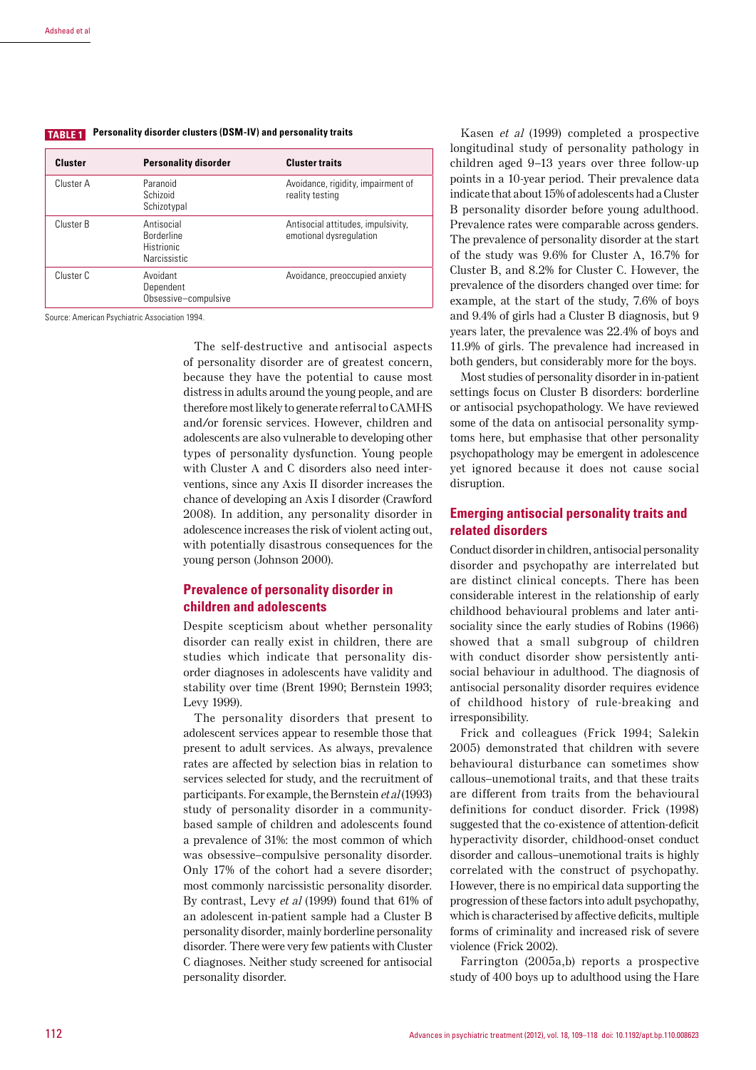**TABLE 1 Personality disorder clusters (DSM-IV) and personality traits**

| Cluster | Personality disorder | Cluster traits |
|---|---|---|
| Cluster A | Paranoid<br>Schizoid<br>Schizotypal | Avoidance, rigidity, impairment of reality testing |
| Cluster B | Antisocial<br>Borderline<br>Histrionic<br>Narcissistic | Antisocial attitudes, impulsivity, emotional dysregulation |
| Cluster C | Avoidant<br>Dependent<br>Obsessive–compulsive | Avoidance, preoccupied anxiety |

Source: American Psychiatric Association 1994.

The self-destructive and antisocial aspects of personality disorder are of greatest concern, because they have the potential to cause most distress in adults around the young people, and are therefore most likely to generate referral to CAMHS and/or forensic services. However, children and adolescents are also vulnerable to developing other types of personality dysfunction. Young people with Cluster A and C disorders also need interventions, since any Axis II disorder increases the chance of developing an Axis I disorder (Crawford 2008). In addition, any personality disorder in adolescence increases the risk of violent acting out, with potentially disastrous consequences for the young person (Johnson 2000).

## Prevalence of personality disorder in children and adolescents

Despite scepticism about whether personality disorder can really exist in children, there are studies which indicate that personality disorder diagnoses in adolescents have validity and stability over time (Brent 1990; Bernstein 1993; Levy 1999).

The personality disorders that present to adolescent services appear to resemble those that present to adult services. As always, prevalence rates are affected by selection bias in relation to services selected for study, and the recruitment of participants. For example, the Bernstein *et al* (1993) study of personality disorder in a community-based sample of children and adolescents found a prevalence of 31%: the most common of which was obsessive–compulsive personality disorder. Only 17% of the cohort had a severe disorder; most commonly narcissistic personality disorder. By contrast, Levy *et al* (1999) found that 61% of an adolescent in-patient sample had a Cluster B personality disorder, mainly borderline personality disorder. There were very few patients with Cluster C diagnoses. Neither study screened for antisocial personality disorder.

Kasen *et al* (1999) completed a prospective longitudinal study of personality pathology in children aged 9–13 years over three follow-up points in a 10-year period. Their prevalence data indicate that about 15% of adolescents had a Cluster B personality disorder before young adulthood. Prevalence rates were comparable across genders. The prevalence of personality disorder at the start of the study was 9.6% for Cluster A, 16.7% for Cluster B, and 8.2% for Cluster C. However, the prevalence of the disorders changed over time: for example, at the start of the study, 7.6% of boys and 9.4% of girls had a Cluster B diagnosis, but 9 years later, the prevalence was 22.4% of boys and 11.9% of girls. The prevalence had increased in both genders, but considerably more for the boys.

Most studies of personality disorder in in-patient settings focus on Cluster B disorders: borderline or antisocial psychopathology. We have reviewed some of the data on antisocial personality symptoms here, but emphasise that other personality psychopathology may be emergent in adolescence yet ignored because it does not cause social disruption.

## Emerging antisocial personality traits and related disorders

Conduct disorder in children, antisocial personality disorder and psychopathy are interrelated but are distinct clinical concepts. There has been considerable interest in the relationship of early childhood behavioural problems and later antisociality since the early studies of Robins (1966) showed that a small subgroup of children with conduct disorder show persistently antisocial behaviour in adulthood. The diagnosis of antisocial personality disorder requires evidence of childhood history of rule-breaking and irresponsibility.

Frick and colleagues (Frick 1994; Salekin 2005) demonstrated that children with severe behavioural disturbance can sometimes show callous–unemotional traits, and that these traits are different from traits from the behavioural definitions for conduct disorder. Frick (1998) suggested that the co-existence of attention-deficit hyperactivity disorder, childhood-onset conduct disorder and callous–unemotional traits is highly correlated with the construct of psychopathy. However, there is no empirical data supporting the progression of these factors into adult psychopathy, which is characterised by affective deficits, multiple forms of criminality and increased risk of severe violence (Frick 2002).

Farrington (2005a,b) reports a prospective study of 400 boys up to adulthood using the Hare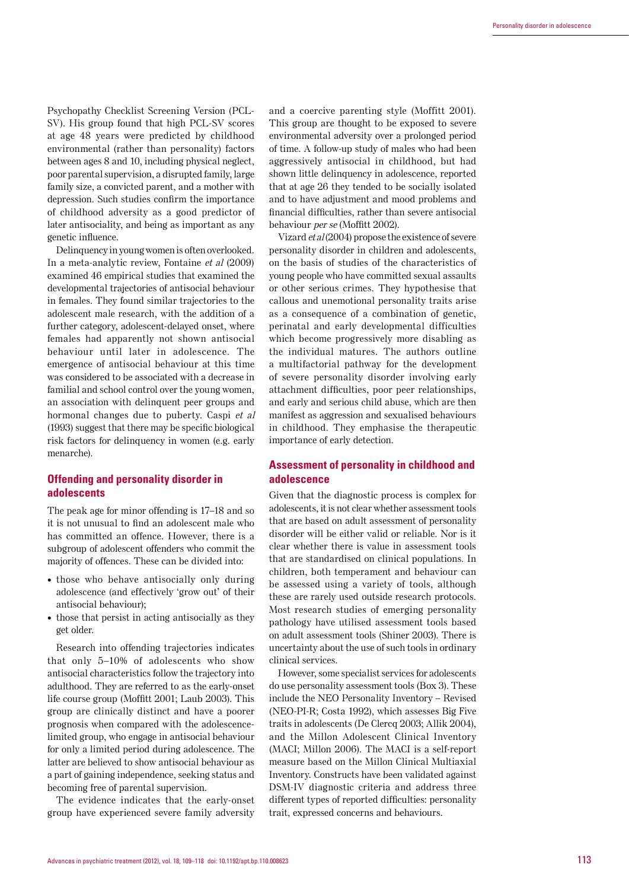Psychopathy Checklist Screening Version (PCL-SV). His group found that high PCL-SV scores at age 48 years were predicted by childhood environmental (rather than personality) factors between ages 8 and 10, including physical neglect, poor parental supervision, a disrupted family, large family size, a convicted parent, and a mother with depression. Such studies confirm the importance of childhood adversity as a good predictor of later antisociality, and being as important as any genetic influence.

Delinquency in young women is often overlooked. In a meta-analytic review, Fontaine *et al* (2009) examined 46 empirical studies that examined the developmental trajectories of antisocial behaviour in females. They found similar trajectories to the adolescent male research, with the addition of a further category, adolescent-delayed onset, where females had apparently not shown antisocial behaviour until later in adolescence. The emergence of antisocial behaviour at this time was considered to be associated with a decrease in familial and school control over the young women, an association with delinquent peer groups and hormonal changes due to puberty. Caspi *et al* (1993) suggest that there may be specific biological risk factors for delinquency in women (e.g. early menarche).

## Offending and personality disorder in adolescents

The peak age for minor offending is 17–18 and so it is not unusual to find an adolescent male who has committed an offence. However, there is a subgroup of adolescent offenders who commit the majority of offences. These can be divided into:

- those who behave antisocially only during adolescence (and effectively 'grow out' of their antisocial behaviour);
- those that persist in acting antisocially as they get older.

Research into offending trajectories indicates that only 5–10% of adolescents who show antisocial characteristics follow the trajectory into adulthood. They are referred to as the early-onset life course group (Moffitt 2001; Laub 2003). This group are clinically distinct and have a poorer prognosis when compared with the adolescence-limited group, who engage in antisocial behaviour for only a limited period during adolescence. The latter are believed to show antisocial behaviour as a part of gaining independence, seeking status and becoming free of parental supervision.

The evidence indicates that the early-onset group have experienced severe family adversity and a coercive parenting style (Moffitt 2001). This group are thought to be exposed to severe environmental adversity over a prolonged period of time. A follow-up study of males who had been aggressively antisocial in childhood, but had shown little delinquency in adolescence, reported that at age 26 they tended to be socially isolated and to have adjustment and mood problems and financial difficulties, rather than severe antisocial behaviour *per se* (Moffitt 2002).

Vizard *et al* (2004) propose the existence of severe personality disorder in children and adolescents, on the basis of studies of the characteristics of young people who have committed sexual assaults or other serious crimes. They hypothesise that callous and unemotional personality traits arise as a consequence of a combination of genetic, perinatal and early developmental difficulties which become progressively more disabling as the individual matures. The authors outline a multifactorial pathway for the development of severe personality disorder involving early attachment difficulties, poor peer relationships, and early and serious child abuse, which are then manifest as aggression and sexualised behaviours in childhood. They emphasise the therapeutic importance of early detection.

## Assessment of personality in childhood and adolescence

Given that the diagnostic process is complex for adolescents, it is not clear whether assessment tools that are based on adult assessment of personality disorder will be either valid or reliable. Nor is it clear whether there is value in assessment tools that are standardised on clinical populations. In children, both temperament and behaviour can be assessed using a variety of tools, although these are rarely used outside research protocols. Most research studies of emerging personality pathology have utilised assessment tools based on adult assessment tools (Shiner 2003). There is uncertainty about the use of such tools in ordinary clinical services.

However, some specialist services for adolescents do use personality assessment tools (Box 3). These include the NEO Personality Inventory – Revised (NEO-PI-R; Costa 1992), which assesses Big Five traits in adolescents (De Clercq 2003; Allik 2004), and the Millon Adolescent Clinical Inventory (MACI; Millon 2006). The MACI is a self-report measure based on the Millon Clinical Multiaxial Inventory. Constructs have been validated against DSM-IV diagnostic criteria and address three different types of reported difficulties: personality trait, expressed concerns and behaviours.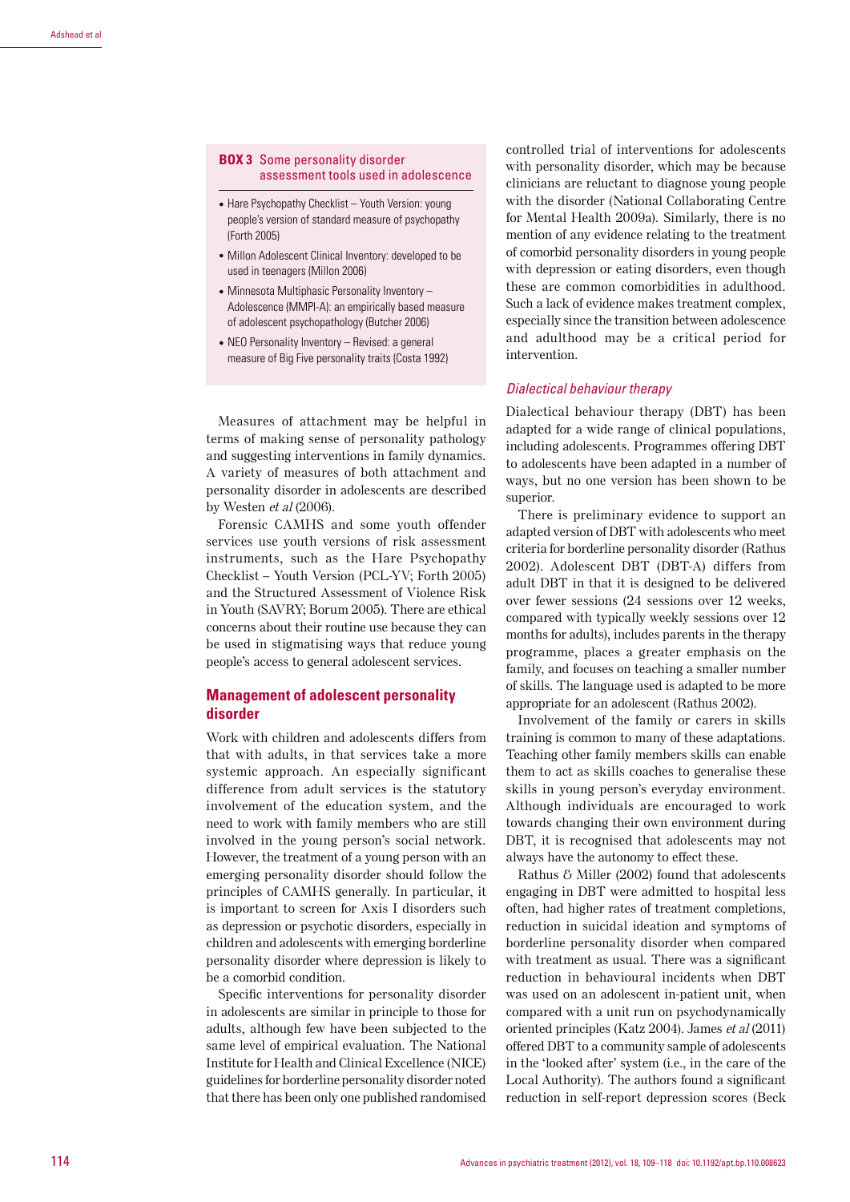**BOX 3** Some personality disorder assessment tools used in adolescence

- Hare Psychopathy Checklist – Youth Version: young people's version of standard measure of psychopathy (Forth 2005)
- Millon Adolescent Clinical Inventory: developed to be used in teenagers (Millon 2006)
- Minnesota Multiphasic Personality Inventory – Adolescence (MMPI-A): an empirically based measure of adolescent psychopathology (Butcher 2006)
- NEO Personality Inventory – Revised: a general measure of Big Five personality traits (Costa 1992)

Measures of attachment may be helpful in terms of making sense of personality pathology and suggesting interventions in family dynamics. A variety of measures of both attachment and personality disorder in adolescents are described by Westen *et al* (2006).

Forensic CAMHS and some youth offender services use youth versions of risk assessment instruments, such as the Hare Psychopathy Checklist – Youth Version (PCL-YV; Forth 2005) and the Structured Assessment of Violence Risk in Youth (SAVRY; Borum 2005). There are ethical concerns about their routine use because they can be used in stigmatising ways that reduce young people's access to general adolescent services.

## Management of adolescent personality disorder

Work with children and adolescents differs from that with adults, in that services take a more systemic approach. An especially significant difference from adult services is the statutory involvement of the education system, and the need to work with family members who are still involved in the young person's social network. However, the treatment of a young person with an emerging personality disorder should follow the principles of CAMHS generally. In particular, it is important to screen for Axis I disorders such as depression or psychotic disorders, especially in children and adolescents with emerging borderline personality disorder where depression is likely to be a comorbid condition.

Specific interventions for personality disorder in adolescents are similar in principle to those for adults, although few have been subjected to the same level of empirical evaluation. The National Institute for Health and Clinical Excellence (NICE) guidelines for borderline personality disorder noted that there has been only one published randomised controlled trial of interventions for adolescents with personality disorder, which may be because clinicians are reluctant to diagnose young people with the disorder (National Collaborating Centre for Mental Health 2009a). Similarly, there is no mention of any evidence relating to the treatment of comorbid personality disorders in young people with depression or eating disorders, even though these are common comorbidities in adulthood. Such a lack of evidence makes treatment complex, especially since the transition between adolescence and adulthood may be a critical period for intervention.

### *Dialectical behaviour therapy*

Dialectical behaviour therapy (DBT) has been adapted for a wide range of clinical populations, including adolescents. Programmes offering DBT to adolescents have been adapted in a number of ways, but no one version has been shown to be superior.

There is preliminary evidence to support an adapted version of DBT with adolescents who meet criteria for borderline personality disorder (Rathus 2002). Adolescent DBT (DBT-A) differs from adult DBT in that it is designed to be delivered over fewer sessions (24 sessions over 12 weeks, compared with typically weekly sessions over 12 months for adults), includes parents in the therapy programme, places a greater emphasis on the family, and focuses on teaching a smaller number of skills. The language used is adapted to be more appropriate for an adolescent (Rathus 2002).

Involvement of the family or carers in skills training is common to many of these adaptations. Teaching other family members skills can enable them to act as skills coaches to generalise these skills in young person's everyday environment. Although individuals are encouraged to work towards changing their own environment during DBT, it is recognised that adolescents may not always have the autonomy to effect these.

Rathus & Miller (2002) found that adolescents engaging in DBT were admitted to hospital less often, had higher rates of treatment completions, reduction in suicidal ideation and symptoms of borderline personality disorder when compared with treatment as usual. There was a significant reduction in behavioural incidents when DBT was used on an adolescent in-patient unit, when compared with a unit run on psychodynamically oriented principles (Katz 2004). James *et al* (2011) offered DBT to a community sample of adolescents in the 'looked after' system (i.e., in the care of the Local Authority). The authors found a significant reduction in self-report depression scores (Beck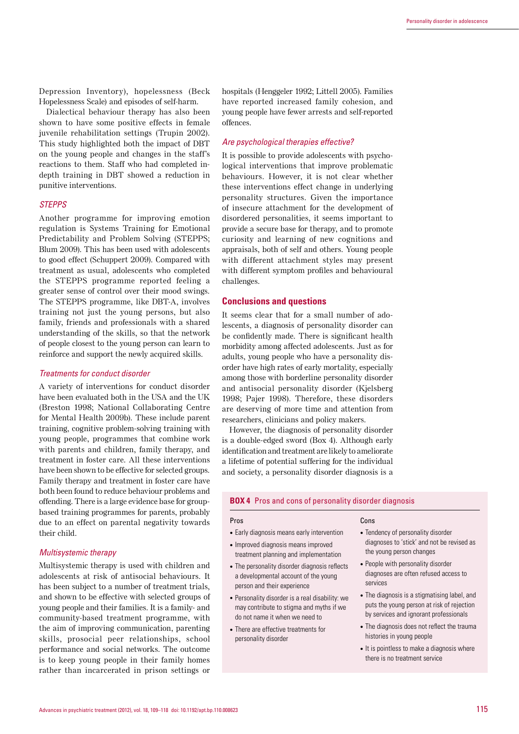Depression Inventory), hopelessness (Beck Hopelessness Scale) and episodes of self-harm.

Dialectical behaviour therapy has also been shown to have some positive effects in female juvenile rehabilitation settings (Trupin 2002). This study highlighted both the impact of DBT on the young people and changes in the staff's reactions to them. Staff who had completed in-depth training in DBT showed a reduction in punitive interventions.

### *STEPPS*

Another programme for improving emotion regulation is Systems Training for Emotional Predictability and Problem Solving (STEPPS; Blum 2009). This has been used with adolescents to good effect (Schuppert 2009). Compared with treatment as usual, adolescents who completed the STEPPS programme reported feeling a greater sense of control over their mood swings. The STEPPS programme, like DBT-A, involves training not just the young persons, but also family, friends and professionals with a shared understanding of the skills, so that the network of people closest to the young person can learn to reinforce and support the newly acquired skills.

### *Treatments for conduct disorder*

A variety of interventions for conduct disorder have been evaluated both in the USA and the UK (Breston 1998; National Collaborating Centre for Mental Health 2009b). These include parent training, cognitive problem-solving training with young people, programmes that combine work with parents and children, family therapy, and treatment in foster care. All these interventions have been shown to be effective for selected groups. Family therapy and treatment in foster care have both been found to reduce behaviour problems and offending. There is a large evidence base for group-based training programmes for parents, probably due to an effect on parental negativity towards their child.

### *Multisystemic therapy*

Multisystemic therapy is used with children and adolescents at risk of antisocial behaviours. It has been subject to a number of treatment trials, and shown to be effective with selected groups of young people and their families. It is a family- and community-based treatment programme, with the aim of improving communication, parenting skills, prosocial peer relationships, school performance and social networks. The outcome is to keep young people in their family homes rather than incarcerated in prison settings or hospitals (Henggeler 1992; Littell 2005). Families have reported increased family cohesion, and young people have fewer arrests and self-reported offences.

### *Are psychological therapies effective?*

It is possible to provide adolescents with psychological interventions that improve problematic behaviours. However, it is not clear whether these interventions effect change in underlying personality structures. Given the importance of insecure attachment for the development of disordered personalities, it seems important to provide a secure base for therapy, and to promote curiosity and learning of new cognitions and appraisals, both of self and others. Young people with different attachment styles may present with different symptom profiles and behavioural challenges.

## Conclusions and questions

It seems clear that for a small number of adolescents, a diagnosis of personality disorder can be confidently made. There is significant health morbidity among affected adolescents. Just as for adults, young people who have a personality disorder have high rates of early mortality, especially among those with borderline personality disorder and antisocial personality disorder (Kjelsberg 1998; Pajer 1998). Therefore, these disorders are deserving of more time and attention from researchers, clinicians and policy makers.

However, the diagnosis of personality disorder is a double-edged sword (Box 4). Although early identification and treatment are likely to ameliorate a lifetime of potential suffering for the individual and society, a personality disorder diagnosis is a

**BOX 4** Pros and cons of personality disorder diagnosis

**Pros**

- Early diagnosis means early intervention
- Improved diagnosis means improved treatment planning and implementation
- The personality disorder diagnosis reflects a developmental account of the young person and their experience
- Personality disorder is a real disability: we may contribute to stigma and myths if we do not name it when we need to
- There are effective treatments for personality disorder

**Cons**

- Tendency of personality disorder diagnoses to 'stick' and not be revised as the young person changes
- People with personality disorder diagnoses are often refused access to services
- The diagnosis is a stigmatising label, and puts the young person at risk of rejection by services and ignorant professionals
- The diagnosis does not reflect the trauma histories in young people
- It is pointless to make a diagnosis where there is no treatment service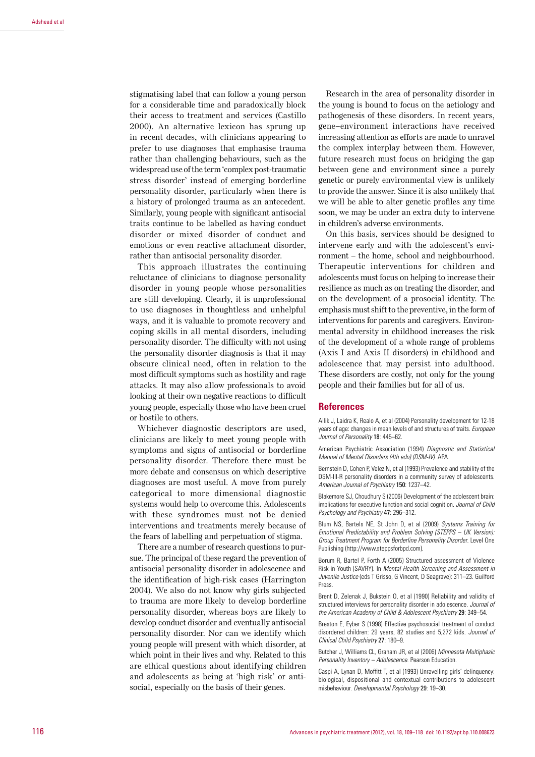stigmatising label that can follow a young person for a considerable time and paradoxically block their access to treatment and services (Castillo 2000). An alternative lexicon has sprung up in recent decades, with clinicians appearing to prefer to use diagnoses that emphasise trauma rather than challenging behaviours, such as the widespread use of the term 'complex post-traumatic stress disorder' instead of emerging borderline personality disorder, particularly when there is a history of prolonged trauma as an antecedent. Similarly, young people with significant antisocial traits continue to be labelled as having conduct disorder or mixed disorder of conduct and emotions or even reactive attachment disorder, rather than antisocial personality disorder.

This approach illustrates the continuing reluctance of clinicians to diagnose personality disorder in young people whose personalities are still developing. Clearly, it is unprofessional to use diagnoses in thoughtless and unhelpful ways, and it is valuable to promote recovery and coping skills in all mental disorders, including personality disorder. The difficulty with not using the personality disorder diagnosis is that it may obscure clinical need, often in relation to the most difficult symptoms such as hostility and rage attacks. It may also allow professionals to avoid looking at their own negative reactions to difficult young people, especially those who have been cruel or hostile to others.

Whichever diagnostic descriptors are used, clinicians are likely to meet young people with symptoms and signs of antisocial or borderline personality disorder. Therefore there must be more debate and consensus on which descriptive diagnoses are most useful. A move from purely categorical to more dimensional diagnostic systems would help to overcome this. Adolescents with these syndromes must not be denied interventions and treatments merely because of the fears of labelling and perpetuation of stigma.

There are a number of research questions to pursue. The principal of these regard the prevention of antisocial personality disorder in adolescence and the identification of high-risk cases (Harrington 2004). We also do not know why girls subjected to trauma are more likely to develop borderline personality disorder, whereas boys are likely to develop conduct disorder and eventually antisocial personality disorder. Nor can we identify which young people will present with which disorder, at which point in their lives and why. Related to this are ethical questions about identifying children and adolescents as being at 'high risk' or antisocial, especially on the basis of their genes.

Research in the area of personality disorder in the young is bound to focus on the aetiology and pathogenesis of these disorders. In recent years, gene–environment interactions have received increasing attention as efforts are made to unravel the complex interplay between them. However, future research must focus on bridging the gap between gene and environment since a purely genetic or purely environmental view is unlikely to provide the answer. Since it is also unlikely that we will be able to alter genetic profiles any time soon, we may be under an extra duty to intervene in children's adverse environments.

On this basis, services should be designed to intervene early and with the adolescent's environment – the home, school and neighbourhood. Therapeutic interventions for children and adolescents must focus on helping to increase their resilience as much as on treating the disorder, and on the development of a prosocial identity. The emphasis must shift to the preventive, in the form of interventions for parents and caregivers. Environmental adversity in childhood increases the risk of the development of a whole range of problems (Axis I and Axis II disorders) in childhood and adolescence that may persist into adulthood. These disorders are costly, not only for the young people and their families but for all of us.

## References

Allik J, Laidra K, Realo A, et al (2004) Personality development for 12-18 years of age: changes in mean levels of and structures of traits. *European Journal of Personality* **18**: 445–62.

American Psychiatric Association (1994) *Diagnostic and Statistical Manual of Mental Disorders (4th edn) (DSM-IV)*. APA.

Bernstein D, Cohen P, Velez N, et al (1993) Prevalence and stability of the DSM-III-R personality disorders in a community survey of adolescents. *American Journal of Psychiatry* **150**: 1237–42.

Blakemore SJ, Choudhury S (2006) Development of the adolescent brain: implications for executive function and social cognition. *Journal of Child Psychology and Psychiatry* **47**: 296–312.

Blum NS, Bartels NE, St John D, et al (2009) *Systems Training for Emotional Predictability and Problem Solving (STEPPS – UK Version): Group Treatment Program for Borderline Personality Disorder*. Level One Publishing (http://www.steppsforbpd.com).

Borum R, Bartel P, Forth A (2005) Structured assessment of Violence Risk in Youth (SAVRY). In *Mental Health Screening and Assessment in Juvenile Justice* (eds T Grisso, G Vincent, D Seagrave): 311–23. Guilford Press.

Brent D, Zelenak J, Bukstein O, et al (1990) Reliability and validity of structured interviews for personality disorder in adolescence. *Journal of the American Academy of Child & Adolescent Psychiatry* **29**: 349–54.

Breston E, Eyber S (1998) Effective psychosocial treatment of conduct disordered children: 29 years, 82 studies and 5,272 kids. *Journal of Clinical Child Psychiatry* **27**: 180–9.

Butcher J, Williams CL, Graham JR, et al (2006) *Minnesota Multiphasic Personality Inventory – Adolescence*. Pearson Education.

Caspi A, Lynan D, Moffitt T, et al (1993) Unravelling girls' delinquency: biological, dispositional and contextual contributions to adolescent misbehaviour. *Developmental Psychology* **29**: 19–30.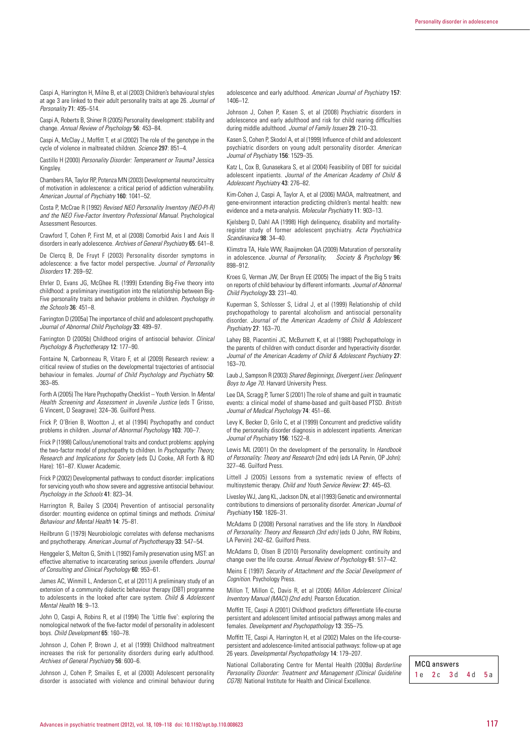Caspi A, Harrington H, Milne B, et al (2003) Children's behavioural styles at age 3 are linked to their adult personality traits at age 26. *Journal of Personality* **71**: 495–514.

Caspi A, Roberts B, Shiner R (2005) Personality development: stability and change. *Annual Review of Psychology* **56**: 453–84.

Caspi A, McClay J, Moffitt T, et al (2002) The role of the genotype in the cycle of violence in maltreated children. *Science* **297**: 851–4.

Castillo H (2000) *Personality Disorder: Temperament or Trauma?* Jessica Kingsley.

Chambers RA, Taylor RP, Potenza MN (2003) Developmental neurocircuitry of motivation in adolescence: a critical period of addiction vulnerability. *American Journal of Psychiatry* **160**: 1041–52.

Costa P, McCrae R (1992) *Revised NEO Personality Inventory (NEO-PI-R) and the NEO Five-Factor Inventory Professional Manual.* Psychological Assessment Resources.

Crawford T, Cohen P, First M, et al (2008) Comorbid Axis I and Axis II disorders in early adolescence. *Archives of General Psychiatry* **65**: 641–8.

De Clercq B, De Fruyt F (2003) Personality disorder symptoms in adolescence: a five factor model perspective. *Journal of Personality Disorders* **17**: 269–92.

Ehrler D, Evans JG, McGhee RL (1999) Extending Big-Five theory into childhood: a preliminary investigation into the relationship between Big-Five personality traits and behavior problems in children. *Psychology in the Schools* **36**: 451–8.

Farrington D (2005a) The importance of child and adolescent psychopathy. *Journal of Abnormal Child Psychology* **33**: 489–97.

Farrington D (2005b) Childhood origins of antisocial behavior. *Clinical Psychology & Psychotherapy* **12**: 177–90.

Fontaine N, Carbonneau R, Vitaro F, et al (2009) Research review: a critical review of studies on the developmental trajectories of antisocial behaviour in females. *Journal of Child Psychology and Psychiatry* **50**: 363–85.

Forth A (2005) The Hare Psychopathy Checklist – Youth Version. In *Mental Health Screening and Assessment in Juvenile Justice* (eds T Grisso, G Vincent, D Seagrave): 324–36. Guilford Press.

Frick P, O'Brien B, Wootton J, et al (1994) Psychopathy and conduct problems in children. *Journal of Abnormal Psychology* **103**: 700–7.

Frick P (1998) Callous/unemotional traits and conduct problems: applying the two-factor model of psychopathy to children. In *Psychopathy: Theory, Research and Implications for Society* (eds DJ Cooke, AR Forth & RD Hare): 161–87. Kluwer Academic.

Frick P (2002) Developmental pathways to conduct disorder: implications for servicing youth who show severe and aggressive antisocial behaviour. *Psychology in the Schools* **41**: 823–34.

Harrington R, Bailey S (2004) Prevention of antisocial personality disorder: mounting evidence on optimal timings and methods. *Criminal Behaviour and Mental Health* **14**: 75–81.

Heilbrunn G (1979) Neurobiologic correlates with defense mechanisms and psychotherapy. *American Journal of Psychotherapy* **33**: 547–54.

Henggeler S, Melton G, Smith L (1992) Family preservation using MST: an effective alternative to incarcerating serious juvenile offenders. *Journal of Consulting and Clinical Psychology* **60**: 953–61.

James AC, Winmill L, Anderson C, et al (2011) A preliminary study of an extension of a community dialectic behaviour therapy (DBT) programme to adolescents in the looked after care system. *Child & Adolescent Mental Health* **16**: 9–13.

John O, Caspi A, Robins R, et al (1994) The 'little five': exploring the nomological network of the five-factor model of personality in adolescent boys. *Child Development* **65**: 160–78.

Johnson J, Cohen P, Brown J, et al (1999) Childhood maltreatment increases the risk for personality disorders during early adulthood. *Archives of General Psychiatry* **56**: 600–6.

Johnson J, Cohen P, Smailes E, et al (2000) Adolescent personality disorder is associated with violence and criminal behaviour during adolescence and early adulthood. *American Journal of Psychiatry* **157**: 1406–12.

Johnson J, Cohen P, Kasen S, et al (2008) Psychiatric disorders in adolescence and early adulthood and risk for child rearing difficulties during middle adulthood. *Journal of Family Issues* **29**: 210–33.

Kasen S, Cohen P, Skodol A, et al (1999) Influence of child and adolescent psychiatric disorders on young adult personality disorder. *American Journal of Psychiatry* **156**: 1529–35.

Katz L, Cox B, Gunasekara S, et al (2004) Feasibility of DBT for suicidal adolescent inpatients. *Journal of the American Academy of Child & Adolescent Psychiatry* **43**: 276–82.

Kim-Cohen J, Caspi A, Taylor A, et al (2006) MAOA, maltreatment, and gene-environment interaction predicting children's mental health: new evidence and a meta-analysis. *Molecular Psychiatry* **11**: 903–13.

Kjelsberg D, Dahl AA (1998) High delinquency, disability and mortality-register study of former adolescent psychiatry. *Acta Psychiatrica Scandinavica* **98**: 34–40.

Klimstra TA, Hale WW, Raaijmoken QA (2009) Maturation of personality in adolescence. *Journal of Personality, Society & Psychology* **96**: 898–912.

Kroes G, Verman JW, De Bruyn EE (2005) The impact of the Big 5 traits on reports of child behaviour by different informants. *Journal of Abnormal Child Psychology* **33**: 231–40.

Kuperman S, Schlosser S, Lidral J, et al (1999) Relationship of child psychopathology to parental alcoholism and antisocial personality disorder. *Journal of the American Academy of Child & Adolescent Psychiatry* **27**: 163–70.

Lahey BB, Piacentini JC, McBurnett K, et al (1988) Psychopathology in the parents of children with conduct disorder and hyperactivity disorder. *Journal of the American Academy of Child & Adolescent Psychiatry* **27**: 163–70.

Laub J, Sampson R (2003) *Shared Beginnings, Divergent Lives: Delinquent Boys to Age 70.* Harvard University Press.

Lee DA, Scragg P, Turner S (2001) The role of shame and guilt in traumatic events: a clinical model of shame-based and guilt-based PTSD. *British Journal of Medical Psychology* **74**: 451–66.

Levy K, Becker D, Grilo C, et al (1999) Concurrent and predictive validity of the personality disorder diagnosis in adolescent inpatients. *American Journal of Psychiatry* **156**: 1522–8.

Lewis ML (2001) On the development of the personality. In *Handbook of Personality: Theory and Research* (2nd edn) (eds LA Pervin, OP John): 327–46. Guilford Press.

Littell J (2005) Lessons from a systematic review of effects of multisystemic therapy. *Child and Youth Service Review:* **27**: 445–63.

Livesley WJ, Jang KL, Jackson DN, et al (1993) Genetic and environmental contributions to dimensions of personality disorder. *American Journal of Psychiatry* **150**: 1826–31.

McAdams D (2008) Personal narratives and the life story. In *Handbook of Personality: Theory and Research (3rd edn)* (eds O John, RW Robins, LA Pervin): 242–62. Guilford Press.

McAdams D, Olsen B (2010) Personality development: continuity and change over the life course. *Annual Review of Psychology* **61**: 517–42.

Meins E (1997) *Security of Attachment and the Social Development of Cognition.* Psychology Press.

Millon T, Millon C, Davis R, et al (2006) *Millon Adolescent Clinical Inventory Manual (MACI) (2nd edn).* Pearson Education.

Moffitt TE, Caspi A (2001) Childhood predictors differentiate life-course persistent and adolescent limited antisocial pathways among males and females. *Development and Psychopathology* **13**: 355–75.

Moffitt TE, Caspi A, Harrington H, et al (2002) Males on the life-course-persistent and adolescence-limited antisocial pathways: follow-up at age 26 years. *Developmental Psychopathology* **14**: 179–207.

National Collaborating Centre for Mental Health (2009a) *Borderline Personality Disorder: Treatment and Management (Clinical Guideline CG78).* National Institute for Health and Clinical Excellence.

**MCQ answers**

1 e 2 c 3 d 4 d 5 a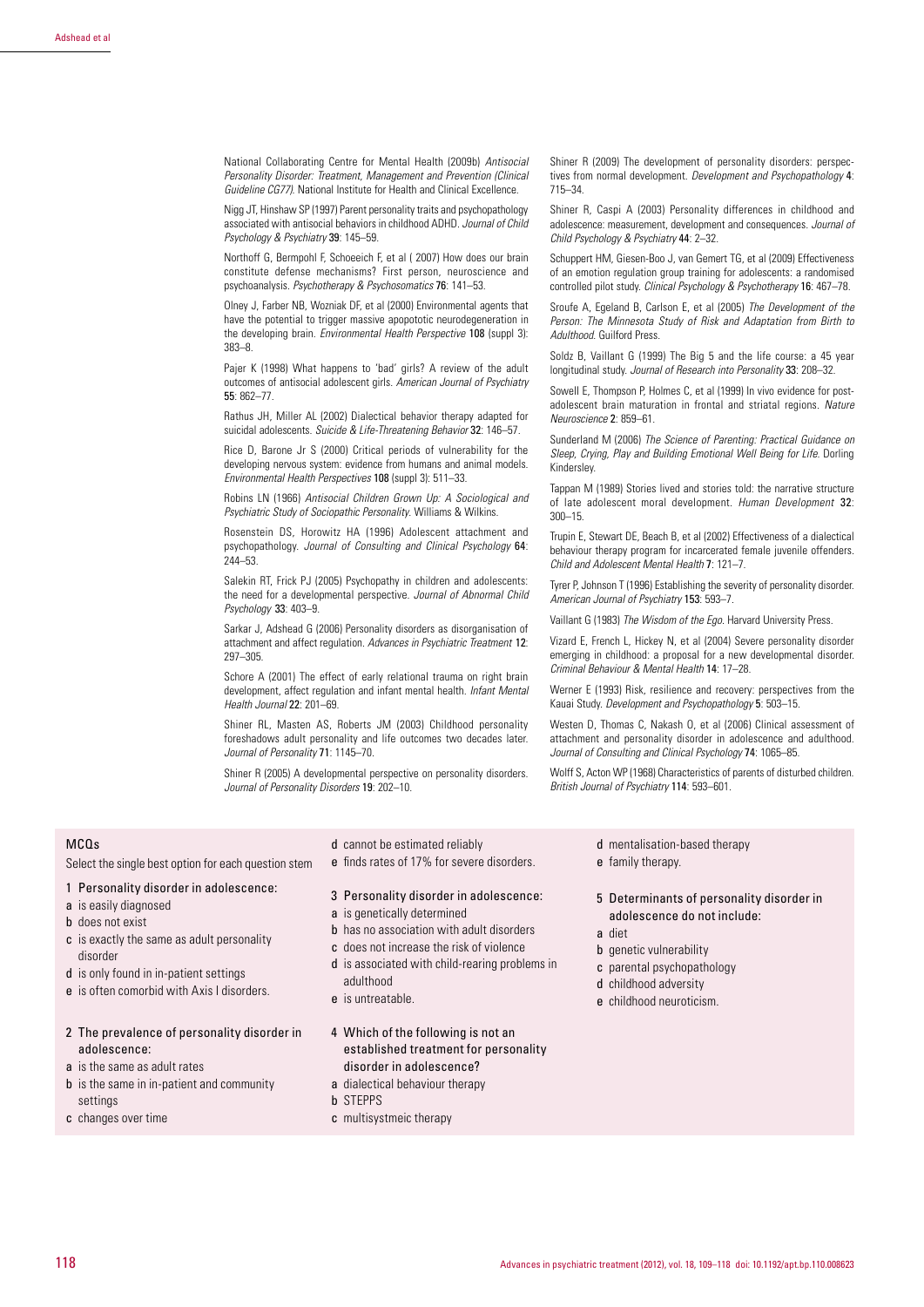National Collaborating Centre for Mental Health (2009b) *Antisocial Personality Disorder: Treatment, Management and Prevention (Clinical Guideline CG77).* National Institute for Health and Clinical Excellence.

Nigg JT, Hinshaw SP (1997) Parent personality traits and psychopathology associated with antisocial behaviors in childhood ADHD. *Journal of Child Psychology & Psychiatry* **39**: 145–59.

Northoff G, Bermpohl F, Schoeeich F, et al ( 2007) How does our brain constitute defense mechanisms? First person, neuroscience and psychoanalysis. *Psychotherapy & Psychosomatics* **76**: 141–53.

Olney J, Farber NB, Wozniak DF, et al (2000) Environmental agents that have the potential to trigger massive apopototic neurodegeneration in the developing brain. *Environmental Health Perspective* **108** (suppl 3): 383–8.

Pajer K (1998) What happens to 'bad' girls? A review of the adult outcomes of antisocial adolescent girls. *American Journal of Psychiatry* **55**: 862–77.

Rathus JH, Miller AL (2002) Dialectical behavior therapy adapted for suicidal adolescents. *Suicide & Life-Threatening Behavior* **32**: 146–57.

Rice D, Barone Jr S (2000) Critical periods of vulnerability for the developing nervous system: evidence from humans and animal models. *Environmental Health Perspectives* **108** (suppl 3): 511–33.

Robins LN (1966) *Antisocial Children Grown Up: A Sociological and Psychiatric Study of Sociopathic Personality.* Williams & Wilkins.

Rosenstein DS, Horowitz HA (1996) Adolescent attachment and psychopathology. *Journal of Consulting and Clinical Psychology* **64**: 244–53.

Salekin RT, Frick PJ (2005) Psychopathy in children and adolescents: the need for a developmental perspective. *Journal of Abnormal Child Psychology* **33**: 403–9.

Sarkar J, Adshead G (2006) Personality disorders as disorganisation of attachment and affect regulation. *Advances in Psychiatric Treatment* **12**: 297–305.

Schore A (2001) The effect of early relational trauma on right brain development, affect regulation and infant mental health. *Infant Mental Health Journal* **22**: 201–69.

Shiner RL, Masten AS, Roberts JM (2003) Childhood personality foreshadows adult personality and life outcomes two decades later. *Journal of Personality* **71**: 1145–70.

Shiner R (2005) A developmental perspective on personality disorders. *Journal of Personality Disorders* **19**: 202–10.

Shiner R (2009) The development of personality disorders: perspectives from normal development. *Development and Psychopathology* **4**: 715–34.

Shiner R, Caspi A (2003) Personality differences in childhood and adolescence: measurement, development and consequences. *Journal of Child Psychology & Psychiatry* **44**: 2–32.

Schuppert HM, Giesen-Boo J, van Gemert TG, et al (2009) Effectiveness of an emotion regulation group training for adolescents: a randomised controlled pilot study. *Clinical Psychology & Psychotherapy* **16**: 467–78.

Sroufe A, Egeland B, Carlson E, et al (2005) *The Development of the Person: The Minnesota Study of Risk and Adaptation from Birth to Adulthood.* Guilford Press.

Soldz B, Vaillant G (1999) The Big 5 and the life course: a 45 year longitudinal study. *Journal of Research into Personality* **33**: 208–32.

Sowell E, Thompson P, Holmes C, et al (1999) In vivo evidence for post-adolescent brain maturation in frontal and striatal regions. *Nature Neuroscience* **2**: 859–61.

Sunderland M (2006) *The Science of Parenting: Practical Guidance on Sleep, Crying, Play and Building Emotional Well Being for Life.* Dorling Kindersley.

Tappan M (1989) Stories lived and stories told: the narrative structure of late adolescent moral development. *Human Development* **32**: 300–15.

Trupin E, Stewart DE, Beach B, et al (2002) Effectiveness of a dialectical behaviour therapy program for incarcerated female juvenile offenders. *Child and Adolescent Mental Health* **7**: 121–7.

Tyrer P, Johnson T (1996) Establishing the severity of personality disorder. *American Journal of Psychiatry* **153**: 593–7.

Vaillant G (1983) *The Wisdom of the Ego.* Harvard University Press.

Vizard E, French L, Hickey N, et al (2004) Severe personality disorder emerging in childhood: a proposal for a new developmental disorder. *Criminal Behaviour & Mental Health* **14**: 17–28.

Werner E (1993) Risk, resilience and recovery: perspectives from the Kauai Study. *Development and Psychopathology* **5**: 503–15.

Westen D, Thomas C, Nakash O, et al (2006) Clinical assessment of attachment and personality disorder in adolescence and adulthood. *Journal of Consulting and Clinical Psychology* **74**: 1065–85.

Wolff S, Acton WP (1968) Characteristics of parents of disturbed children. *British Journal of Psychiatry* **114**: 593–601.

## MCQs

Select the single best option for each question stem

**1 Personality disorder in adolescence:**
- a is easily diagnosed
- b does not exist
- c is exactly the same as adult personality disorder
- d is only found in in-patient settings
- e is often comorbid with Axis I disorders.

**2 The prevalence of personality disorder in adolescence:**
- a is the same as adult rates
- b is the same in in-patient and community settings
- c changes over time
- d cannot be estimated reliably
- e finds rates of 17% for severe disorders.

**3 Personality disorder in adolescence:**
- a is genetically determined
- b has no association with adult disorders
- c does not increase the risk of violence
- d is associated with child-rearing problems in adulthood
- e is untreatable.

**4 Which of the following is not an established treatment for personality disorder in adolescence?**
- a dialectical behaviour therapy
- b STEPPS
- c multisystmeic therapy
- d mentalisation-based therapy
- e family therapy.

**5 Determinants of personality disorder in adolescence do not include:**
- a diet
- b genetic vulnerability
- c parental psychopathology
- d childhood adversity
- e childhood neuroticism.